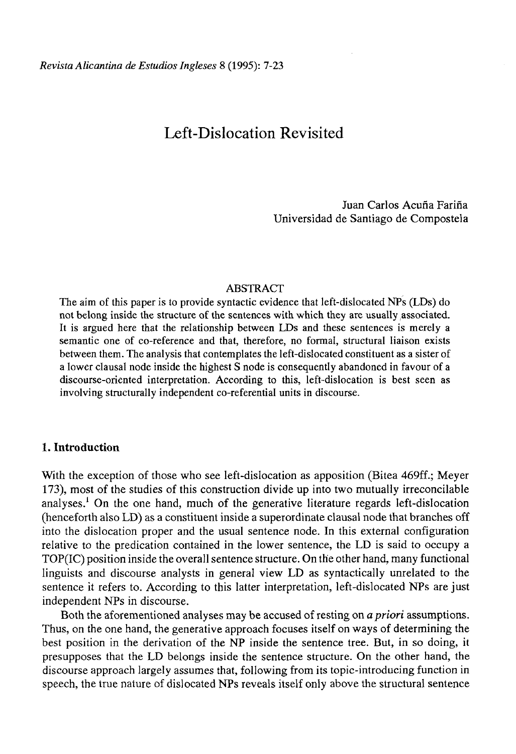# Left-Dislocation Revisited

Juan Carlos Acuña Fariña
Universidad de Santiago de Compostela

## ABSTRACT

The aim of this paper is to provide syntactic evidence that left-dislocated NPs (LDs) do not belong inside the structure of the sentences with which they are usually associated. It is argued here that the relationship between LDs and these sentences is merely a semantic one of co-reference and that, therefore, no formal, structural liaison exists between them. The analysis that contemplates the left-dislocated constituent as a sister of a lower clausal node inside the highest S node is consequently abandoned in favour of a discourse-oriented interpretation. According to this, left-dislocation is best seen as involving structurally independent co-referential units in discourse.

## 1. Introduction

With the exception of those who see left-dislocation as apposition (Bitea 469ff.; Meyer 173), most of the studies of this construction divide up into two mutually irreconcilable analyses.[1] On the one hand, much of the generative literature regards left-dislocation (henceforth also LD) as a constituent inside a superordinate clausal node that branches off into the dislocation proper and the usual sentence node. In this external configuration relative to the predication contained in the lower sentence, the LD is said to occupy a TOP(IC) position inside the overall sentence structure. On the other hand, many functional linguists and discourse analysts in general view LD as syntactically unrelated to the sentence it refers to. According to this latter interpretation, left-dislocated NPs are just independent NPs in discourse.

Both the aforementioned analyses may be accused of resting on *a priori* assumptions. Thus, on the one hand, the generative approach focuses itself on ways of determining the best position in the derivation of the NP inside the sentence tree. But, in so doing, it presupposes that the LD belongs inside the sentence structure. On the other hand, the discourse approach largely assumes that, following from its topic-introducing function in speech, the true nature of dislocated NPs reveals itself only above the structural sentence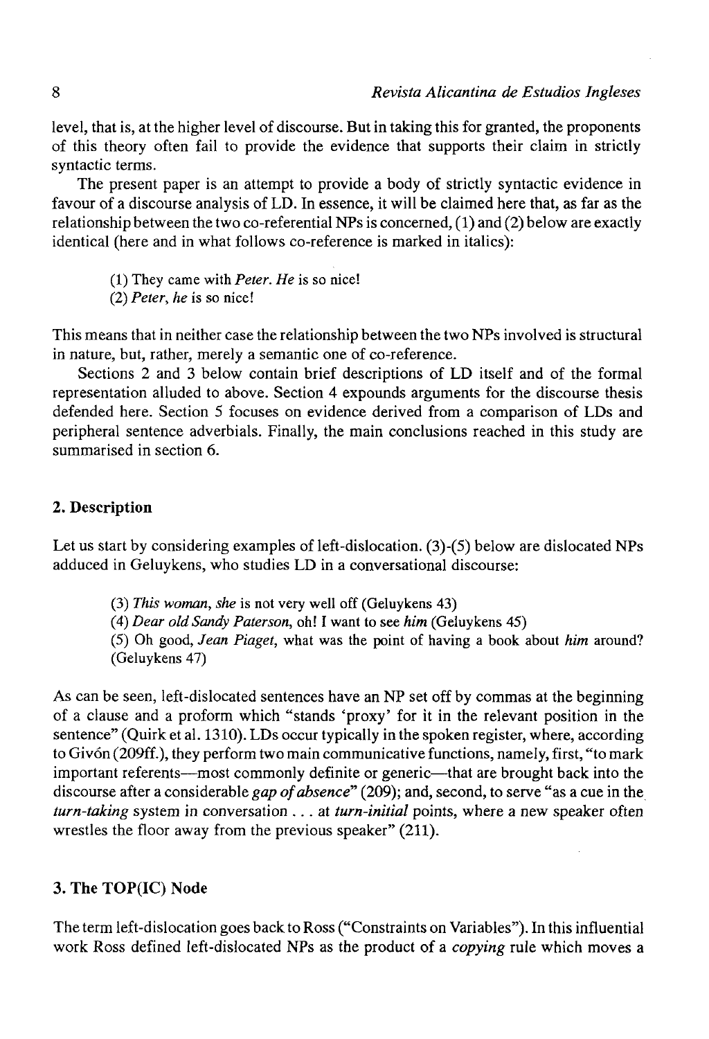level, that is, at the higher level of discourse. But in taking this for granted, the proponents of this theory often fail to provide the evidence that supports their claim in strictly syntactic terms.

The present paper is an attempt to provide a body of strictly syntactic evidence in favour of a discourse analysis of LD. In essence, it will be claimed here that, as far as the relationship between the two co-referential NPs is concerned, (1) and (2) below are exactly identical (here and in what follows co-reference is marked in italics):

> (1) They came with *Peter*. *He* is so nice!
>
> (2) *Peter*, *he* is so nice!

This means that in neither case the relationship between the two NPs involved is structural in nature, but, rather, merely a semantic one of co-reference.

Sections 2 and 3 below contain brief descriptions of LD itself and of the formal representation alluded to above. Section 4 expounds arguments for the discourse thesis defended here. Section 5 focuses on evidence derived from a comparison of LDs and peripheral sentence adverbials. Finally, the main conclusions reached in this study are summarised in section 6.

## 2. Description

Let us start by considering examples of left-dislocation. (3)-(5) below are dislocated NPs adduced in Geluykens, who studies LD in a conversational discourse:

> (3) *This woman*, *she* is not very well off (Geluykens 43)
>
> (4) *Dear old Sandy Paterson*, oh! I want to see *him* (Geluykens 45)
>
> (5) Oh good, *Jean Piaget*, what was the point of having a book about *him* around? (Geluykens 47)

As can be seen, left-dislocated sentences have an NP set off by commas at the beginning of a clause and a proform which "stands 'proxy' for it in the relevant position in the sentence" (Quirk et al. 1310). LDs occur typically in the spoken register, where, according to Givón (209ff.), they perform two main communicative functions, namely, first, "to mark important referents—most commonly definite or generic—that are brought back into the discourse after a considerable *gap of absence*" (209); and, second, to serve "as a cue in the *turn-taking* system in conversation . . . at *turn-initial* points, where a new speaker often wrestles the floor away from the previous speaker" (211).

## 3. The TOP(IC) Node

The term left-dislocation goes back to Ross ("Constraints on Variables"). In this influential work Ross defined left-dislocated NPs as the product of a *copying* rule which moves a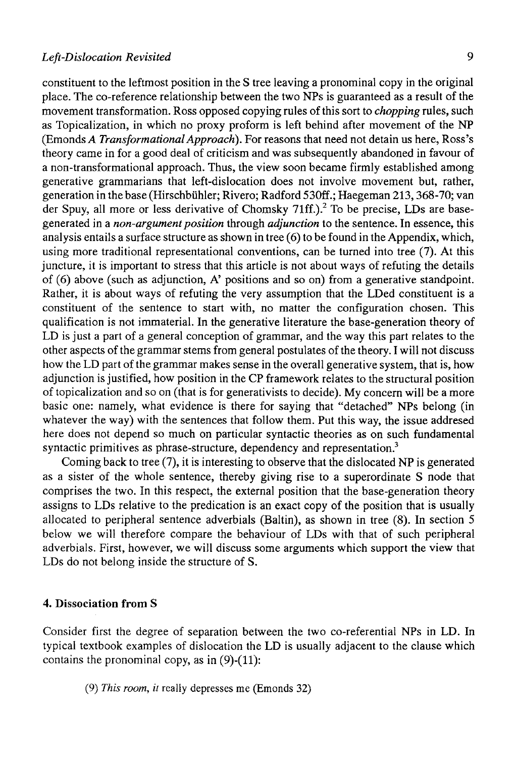constituent to the leftmost position in the S tree leaving a pronominal copy in the original place. The co-reference relationship between the two NPs is guaranteed as a result of the movement transformation. Ross opposed copying rules of this sort to *chopping* rules, such as Topicalization, in which no proxy proform is left behind after movement of the NP (Emonds *A Transformational Approach*). For reasons that need not detain us here, Ross's theory came in for a good deal of criticism and was subsequently abandoned in favour of a non-transformational approach. Thus, the view soon became firmly established among generative grammarians that left-dislocation does not involve movement but, rather, generation in the base (Hirschbühler; Rivero; Radford 530ff.; Haegeman 213, 368-70; van der Spuy, all more or less derivative of Chomsky 71ff.).[2] To be precise, LDs are base-generated in a *non-argument position* through *adjunction* to the sentence. In essence, this analysis entails a surface structure as shown in tree (6) to be found in the Appendix, which, using more traditional representational conventions, can be turned into tree (7). At this juncture, it is important to stress that this article is not about ways of refuting the details of (6) above (such as adjunction, A' positions and so on) from a generative standpoint. Rather, it is about ways of refuting the very assumption that the LDed constituent is a constituent of the sentence to start with, no matter the configuration chosen. This qualification is not immaterial. In the generative literature the base-generation theory of LD is just a part of a general conception of grammar, and the way this part relates to the other aspects of the grammar stems from general postulates of the theory. I will not discuss how the LD part of the grammar makes sense in the overall generative system, that is, how adjunction is justified, how position in the CP framework relates to the structural position of topicalization and so on (that is for generativists to decide). My concern will be a more basic one: namely, what evidence is there for saying that "detached" NPs belong (in whatever the way) with the sentences that follow them. Put this way, the issue addresed here does not depend so much on particular syntactic theories as on such fundamental syntactic primitives as phrase-structure, dependency and representation.[3]

Coming back to tree (7), it is interesting to observe that the dislocated NP is generated as a sister of the whole sentence, thereby giving rise to a superordinate S node that comprises the two. In this respect, the external position that the base-generation theory assigns to LDs relative to the predication is an exact copy of the position that is usually allocated to peripheral sentence adverbials (Baltin), as shown in tree (8). In section 5 below we will therefore compare the behaviour of LDs with that of such peripheral adverbials. First, however, we will discuss some arguments which support the view that LDs do not belong inside the structure of S.

## 4. Dissociation from S

Consider first the degree of separation between the two co-referential NPs in LD. In typical textbook examples of dislocation the LD is usually adjacent to the clause which contains the pronominal copy, as in (9)-(11):

(9) *This room, it* really depresses me (Emonds 32)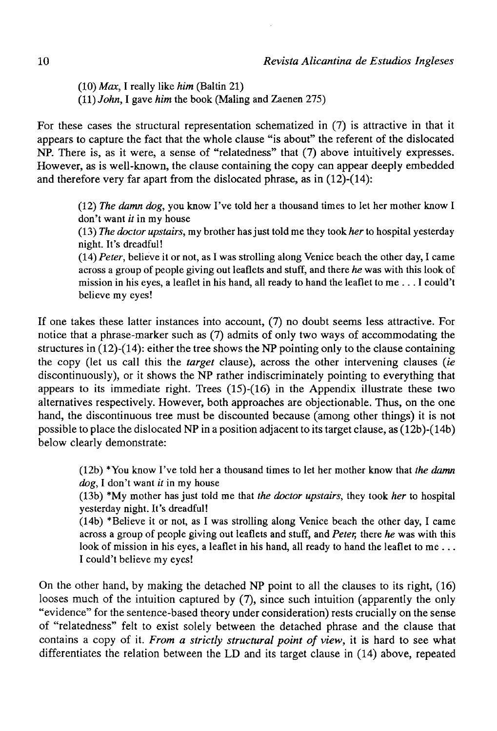(10) *Max*, I really like *him* (Baltin 21)
(11) *John*, I gave *him* the book (Maling and Zaenen 275)

For these cases the structural representation schematized in (7) is attractive in that it appears to capture the fact that the whole clause "is about" the referent of the dislocated NP. There is, as it were, a sense of "relatedness" that (7) above intuitively expresses. However, as is well-known, the clause containing the copy can appear deeply embedded and therefore very far apart from the dislocated phrase, as in (12)-(14):

> (12) *The damn dog*, you know I've told her a thousand times to let her mother know I don't want *it* in my house
>
> (13) *The doctor upstairs*, my brother has just told me they took *her* to hospital yesterday night. It's dreadful!
>
> (14) *Peter*, believe it or not, as I was strolling along Venice beach the other day, I came across a group of people giving out leaflets and stuff, and there *he* was with this look of mission in his eyes, a leaflet in his hand, all ready to hand the leaflet to me . . . I could't believe my eyes!

If one takes these latter instances into account, (7) no doubt seems less attractive. For notice that a phrase-marker such as (7) admits of only two ways of accommodating the structures in (12)-(14): either the tree shows the NP pointing only to the clause containing the copy (let us call this the *target* clause), across the other intervening clauses (*ie* discontinuously), or it shows the NP rather indiscriminately pointing to everything that appears to its immediate right. Trees (15)-(16) in the Appendix illustrate these two alternatives respectively. However, both approaches are objectionable. Thus, on the one hand, the discontinuous tree must be discounted because (among other things) it is not possible to place the dislocated NP in a position adjacent to its target clause, as (12b)-(14b) below clearly demonstrate:

> (12b) *You know I've told her a thousand times to let her mother know that *the damn dog*, I don't want *it* in my house
>
> (13b) *My mother has just told me that *the doctor upstairs*, they took *her* to hospital yesterday night. It's dreadful!
>
> (14b) *Believe it or not, as I was strolling along Venice beach the other day, I came across a group of people giving out leaflets and stuff, and *Peter*, there *he* was with this look of mission in his eyes, a leaflet in his hand, all ready to hand the leaflet to me . . . I could't believe my eyes!

On the other hand, by making the detached NP point to all the clauses to its right, (16) looses much of the intuition captured by (7), since such intuition (apparently the only "evidence" for the sentence-based theory under consideration) rests crucially on the sense of "relatedness" felt to exist solely between the detached phrase and the clause that contains a copy of it. *From a strictly structural point of view*, it is hard to see what differentiates the relation between the LD and its target clause in (14) above, repeated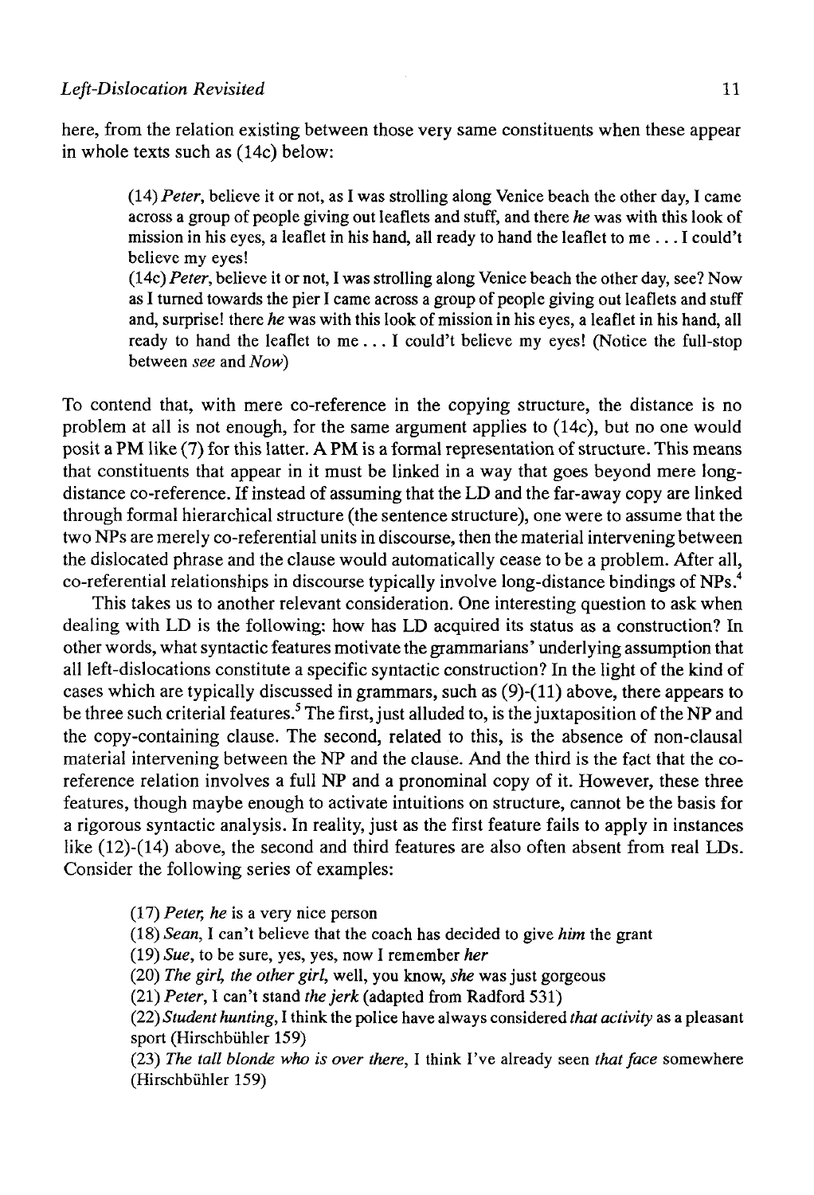here, from the relation existing between those very same constituents when these appear in whole texts such as (14c) below:

> (14) *Peter*, believe it or not, as I was strolling along Venice beach the other day, I came across a group of people giving out leaflets and stuff, and there *he* was with this look of mission in his eyes, a leaflet in his hand, all ready to hand the leaflet to me . . . I could't believe my eyes!
>
> (14c) *Peter*, believe it or not, I was strolling along Venice beach the other day, see? Now as I turned towards the pier I came across a group of people giving out leaflets and stuff and, surprise! there *he* was with this look of mission in his eyes, a leaflet in his hand, all ready to hand the leaflet to me . . . I could't believe my eyes! (Notice the full-stop between *see* and *Now*)

To contend that, with mere co-reference in the copying structure, the distance is no problem at all is not enough, for the same argument applies to (14c), but no one would posit a PM like (7) for this latter. A PM is a formal representation of structure. This means that constituents that appear in it must be linked in a way that goes beyond mere long-distance co-reference. If instead of assuming that the LD and the far-away copy are linked through formal hierarchical structure (the sentence structure), one were to assume that the two NPs are merely co-referential units in discourse, then the material intervening between the dislocated phrase and the clause would automatically cease to be a problem. After all, co-referential relationships in discourse typically involve long-distance bindings of NPs.[4]

This takes us to another relevant consideration. One interesting question to ask when dealing with LD is the following: how has LD acquired its status as a construction? In other words, what syntactic features motivate the grammarians' underlying assumption that all left-dislocations constitute a specific syntactic construction? In the light of the kind of cases which are typically discussed in grammars, such as (9)-(11) above, there appears to be three such criterial features.[5] The first, just alluded to, is the juxtaposition of the NP and the copy-containing clause. The second, related to this, is the absence of non-clausal material intervening between the NP and the clause. And the third is the fact that the co-reference relation involves a full NP and a pronominal copy of it. However, these three features, though maybe enough to activate intuitions on structure, cannot be the basis for a rigorous syntactic analysis. In reality, just as the first feature fails to apply in instances like (12)-(14) above, the second and third features are also often absent from real LDs. Consider the following series of examples:

> (17) *Peter, he* is a very nice person
>
> (18) *Sean*, I can't believe that the coach has decided to give *him* the grant
>
> (19) *Sue*, to be sure, yes, yes, now I remember *her*
>
> (20) *The girl, the other girl*, well, you know, *she* was just gorgeous
>
> (21) *Peter*, I can't stand *the jerk* (adapted from Radford 531)
>
> (22) *Student hunting*, I think the police have always considered *that activity* as a pleasant sport (Hirschbühler 159)
>
> (23) *The tall blonde who is over there*, I think I've already seen *that face* somewhere (Hirschbühler 159)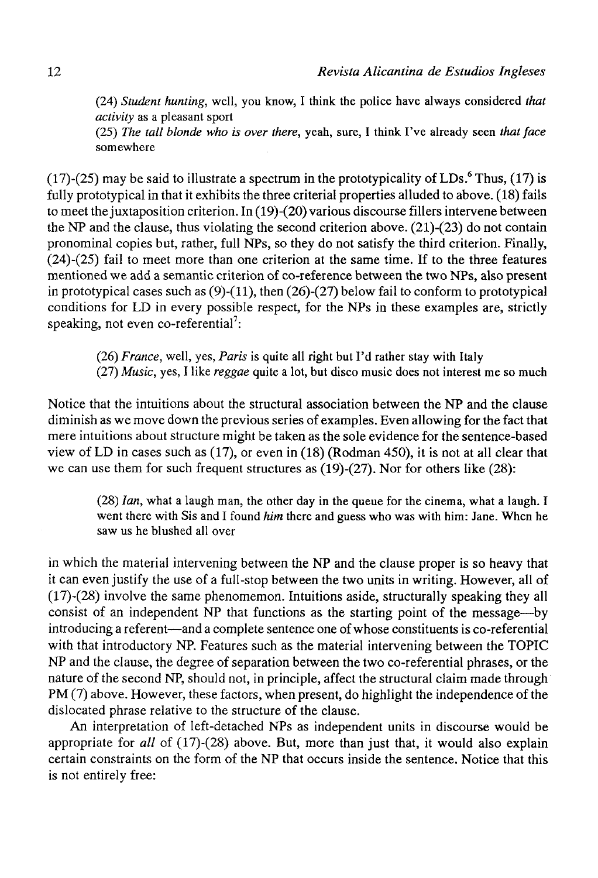(24) *Student hunting*, well, you know, I think the police have always considered *that activity* as a pleasant sport

(25) *The tall blonde who is over there*, yeah, sure, I think I've already seen *that face* somewhere

(17)-(25) may be said to illustrate a spectrum in the prototypicality of LDs.[6] Thus, (17) is fully prototypical in that it exhibits the three criterial properties alluded to above. (18) fails to meet the juxtaposition criterion. In (19)-(20) various discourse fillers intervene between the NP and the clause, thus violating the second criterion above. (21)-(23) do not contain pronominal copies but, rather, full NPs, so they do not satisfy the third criterion. Finally, (24)-(25) fail to meet more than one criterion at the same time. If to the three features mentioned we add a semantic criterion of co-reference between the two NPs, also present in prototypical cases such as (9)-(11), then (26)-(27) below fail to conform to prototypical conditions for LD in every possible respect, for the NPs in these examples are, strictly speaking, not even co-referential[7]:

(26) *France*, well, yes, *Paris* is quite all right but I'd rather stay with Italy

(27) *Music*, yes, I like *reggae* quite a lot, but disco music does not interest me so much

Notice that the intuitions about the structural association between the NP and the clause diminish as we move down the previous series of examples. Even allowing for the fact that mere intuitions about structure might be taken as the sole evidence for the sentence-based view of LD in cases such as (17), or even in (18) (Rodman 450), it is not at all clear that we can use them for such frequent structures as (19)-(27). Nor for others like (28):

(28) *Ian*, what a laugh man, the other day in the queue for the cinema, what a laugh. I went there with Sis and I found *him* there and guess who was with him: Jane. When he saw us he blushed all over

in which the material intervening between the NP and the clause proper is so heavy that it can even justify the use of a full-stop between the two units in writing. However, all of (17)-(28) involve the same phenomemon. Intuitions aside, structurally speaking they all consist of an independent NP that functions as the starting point of the message—by introducing a referent—and a complete sentence one of whose constituents is co-referential with that introductory NP. Features such as the material intervening between the TOPIC NP and the clause, the degree of separation between the two co-referential phrases, or the nature of the second NP, should not, in principle, affect the structural claim made through PM (7) above. However, these factors, when present, do highlight the independence of the dislocated phrase relative to the structure of the clause.

An interpretation of left-detached NPs as independent units in discourse would be appropriate for *all* of (17)-(28) above. But, more than just that, it would also explain certain constraints on the form of the NP that occurs inside the sentence. Notice that this is not entirely free: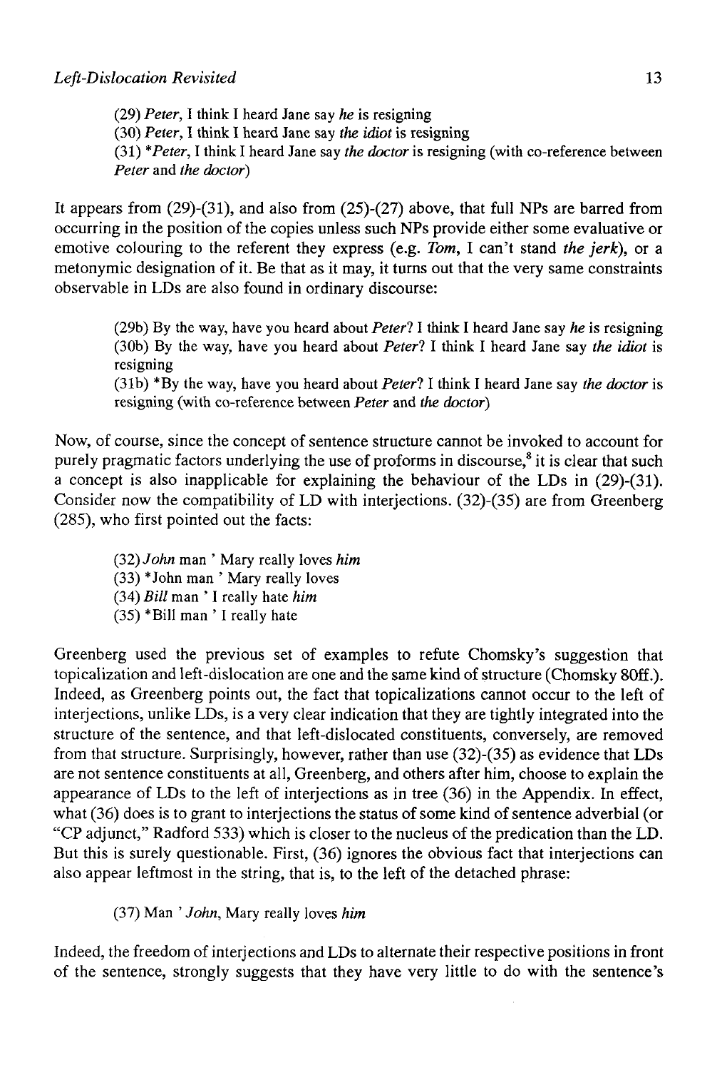(29) *Peter*, I think I heard Jane say *he* is resigning

(30) *Peter*, I think I heard Jane say *the idiot* is resigning

(31) **Peter*, I think I heard Jane say *the doctor* is resigning (with co-reference between *Peter* and *the doctor*)

It appears from (29)-(31), and also from (25)-(27) above, that full NPs are barred from occurring in the position of the copies unless such NPs provide either some evaluative or emotive colouring to the referent they express (e.g. *Tom*, I can't stand *the jerk*), or a metonymic designation of it. Be that as it may, it turns out that the very same constraints observable in LDs are also found in ordinary discourse:

(29b) By the way, have you heard about *Peter*? I think I heard Jane say *he* is resigning

(30b) By the way, have you heard about *Peter*? I think I heard Jane say *the idiot* is resigning

(31b) *By the way, have you heard about *Peter*? I think I heard Jane say *the doctor* is resigning (with co-reference between *Peter* and *the doctor*)

Now, of course, since the concept of sentence structure cannot be invoked to account for purely pragmatic factors underlying the use of proforms in discourse,[8] it is clear that such a concept is also inapplicable for explaining the behaviour of the LDs in (29)-(31). Consider now the compatibility of LD with interjections. (32)-(35) are from Greenberg (285), who first pointed out the facts:

(32) *John* man ' Mary really loves *him*

(33) *John man ' Mary really loves

(34) *Bill* man ' I really hate *him*

(35) *Bill man ' I really hate

Greenberg used the previous set of examples to refute Chomsky's suggestion that topicalization and left-dislocation are one and the same kind of structure (Chomsky 80ff.). Indeed, as Greenberg points out, the fact that topicalizations cannot occur to the left of interjections, unlike LDs, is a very clear indication that they are tightly integrated into the structure of the sentence, and that left-dislocated constituents, conversely, are removed from that structure. Surprisingly, however, rather than use (32)-(35) as evidence that LDs are not sentence constituents at all, Greenberg, and others after him, choose to explain the appearance of LDs to the left of interjections as in tree (36) in the Appendix. In effect, what (36) does is to grant to interjections the status of some kind of sentence adverbial (or "CP adjunct," Radford 533) which is closer to the nucleus of the predication than the LD. But this is surely questionable. First, (36) ignores the obvious fact that interjections can also appear leftmost in the string, that is, to the left of the detached phrase:

(37) Man ' *John*, Mary really loves *him*

Indeed, the freedom of interjections and LDs to alternate their respective positions in front of the sentence, strongly suggests that they have very little to do with the sentence's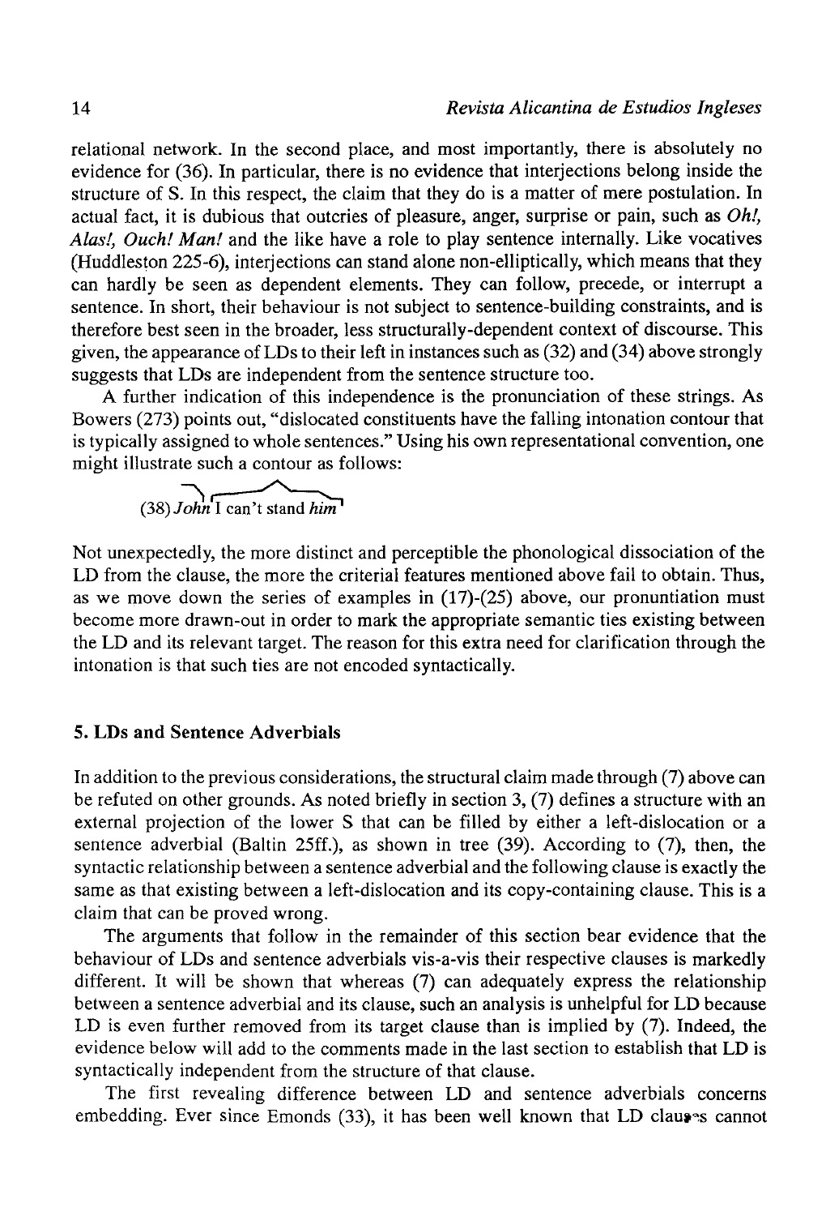relational network. In the second place, and most importantly, there is absolutely no evidence for (36). In particular, there is no evidence that interjections belong inside the structure of S. In this respect, the claim that they do is a matter of mere postulation. In actual fact, it is dubious that outcries of pleasure, anger, surprise or pain, such as *Oh!, Alas!, Ouch! Man!* and the like have a role to play sentence internally. Like vocatives (Huddleston 225-6), interjections can stand alone non-elliptically, which means that they can hardly be seen as dependent elements. They can follow, precede, or interrupt a sentence. In short, their behaviour is not subject to sentence-building constraints, and is therefore best seen in the broader, less structurally-dependent context of discourse. This given, the appearance of LDs to their left in instances such as (32) and (34) above strongly suggests that LDs are independent from the sentence structure too.

A further indication of this independence is the pronunciation of these strings. As Bowers (273) points out, "dislocated constituents have the falling intonation contour that is typically assigned to whole sentences." Using his own representational convention, one might illustrate such a contour as follows:

(38) *John* I can't stand *him*

Not unexpectedly, the more distinct and perceptible the phonological dissociation of the LD from the clause, the more the criterial features mentioned above fail to obtain. Thus, as we move down the series of examples in (17)-(25) above, our pronuntiation must become more drawn-out in order to mark the appropriate semantic ties existing between the LD and its relevant target. The reason for this extra need for clarification through the intonation is that such ties are not encoded syntactically.

## 5. LDs and Sentence Adverbials

In addition to the previous considerations, the structural claim made through (7) above can be refuted on other grounds. As noted briefly in section 3, (7) defines a structure with an external projection of the lower S that can be filled by either a left-dislocation or a sentence adverbial (Baltin 25ff.), as shown in tree (39). According to (7), then, the syntactic relationship between a sentence adverbial and the following clause is exactly the same as that existing between a left-dislocation and its copy-containing clause. This is a claim that can be proved wrong.

The arguments that follow in the remainder of this section bear evidence that the behaviour of LDs and sentence adverbials vis-a-vis their respective clauses is markedly different. It will be shown that whereas (7) can adequately express the relationship between a sentence adverbial and its clause, such an analysis is unhelpful for LD because LD is even further removed from its target clause than is implied by (7). Indeed, the evidence below will add to the comments made in the last section to establish that LD is syntactically independent from the structure of that clause.

The first revealing difference between LD and sentence adverbials concerns embedding. Ever since Emonds (33), it has been well known that LD clauses cannot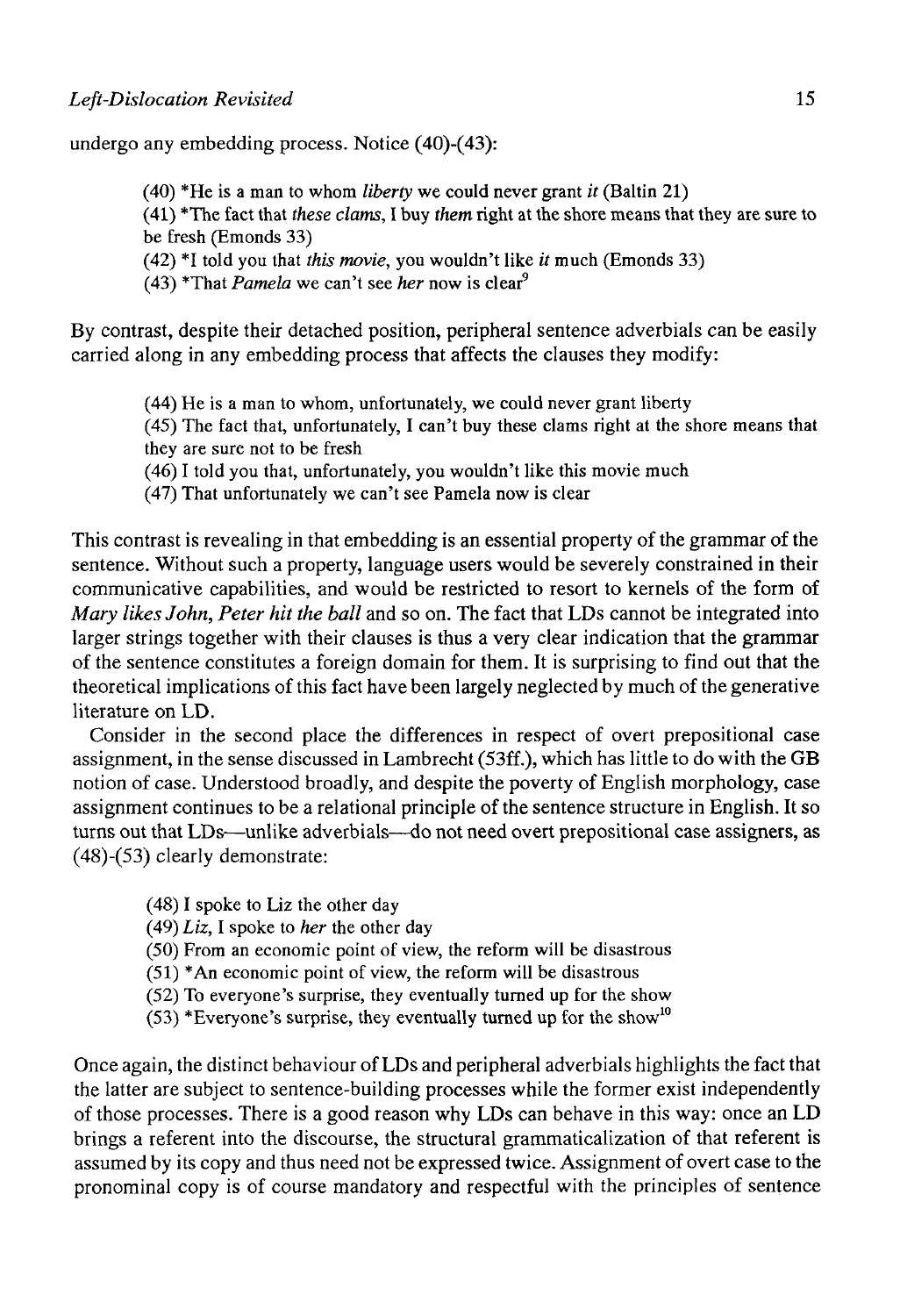undergo any embedding process. Notice (40)-(43):

> (40) *He is a man to whom *liberty* we could never grant *it* (Baltin 21)
>
> (41) *The fact that *these clams*, I buy *them* right at the shore means that they are sure to be fresh (Emonds 33)
>
> (42) *I told you that *this movie*, you wouldn't like *it* much (Emonds 33)
>
> (43) *That *Pamela* we can't see *her* now is clear[9]

By contrast, despite their detached position, peripheral sentence adverbials can be easily carried along in any embedding process that affects the clauses they modify:

> (44) He is a man to whom, unfortunately, we could never grant liberty
>
> (45) The fact that, unfortunately, I can't buy these clams right at the shore means that they are sure not to be fresh
>
> (46) I told you that, unfortunately, you wouldn't like this movie much
>
> (47) That unfortunately we can't see Pamela now is clear

This contrast is revealing in that embedding is an essential property of the grammar of the sentence. Without such a property, language users would be severely constrained in their communicative capabilities, and would be restricted to resort to kernels of the form of *Mary likes John*, *Peter hit the ball* and so on. The fact that LDs cannot be integrated into larger strings together with their clauses is thus a very clear indication that the grammar of the sentence constitutes a foreign domain for them. It is surprising to find out that the theoretical implications of this fact have been largely neglected by much of the generative literature on LD.

Consider in the second place the differences in respect of overt prepositional case assignment, in the sense discussed in Lambrecht (53ff.), which has little to do with the GB notion of case. Understood broadly, and despite the poverty of English morphology, case assignment continues to be a relational principle of the sentence structure in English. It so turns out that LDs—unlike adverbials—do not need overt prepositional case assigners, as (48)-(53) clearly demonstrate:

> (48) I spoke to Liz the other day
>
> (49) *Liz*, I spoke to *her* the other day
>
> (50) From an economic point of view, the reform will be disastrous
>
> (51) *An economic point of view, the reform will be disastrous
>
> (52) To everyone's surprise, they eventually turned up for the show
>
> (53) *Everyone's surprise, they eventually turned up for the show[10]

Once again, the distinct behaviour of LDs and peripheral adverbials highlights the fact that the latter are subject to sentence-building processes while the former exist independently of those processes. There is a good reason why LDs can behave in this way: once an LD brings a referent into the discourse, the structural grammaticalization of that referent is assumed by its copy and thus need not be expressed twice. Assignment of overt case to the pronominal copy is of course mandatory and respectful with the principles of sentence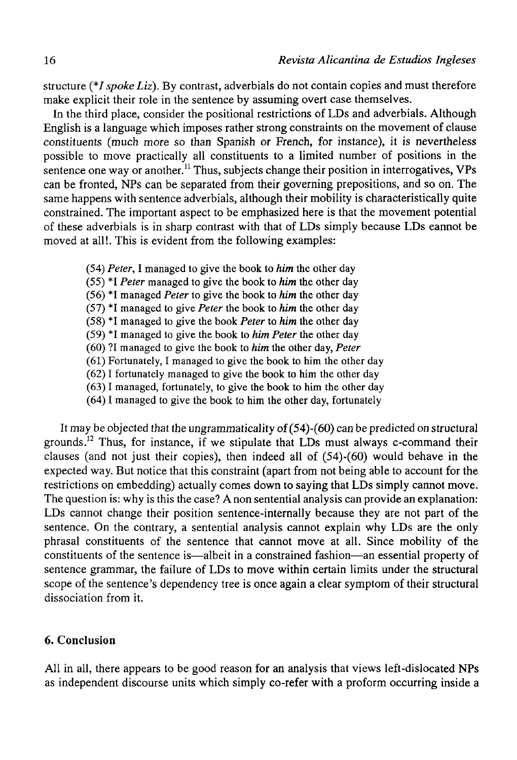structure (*I spoke Liz*). By contrast, adverbials do not contain copies and must therefore make explicit their role in the sentence by assuming overt case themselves.

In the third place, consider the positional restrictions of LDs and adverbials. Although English is a language which imposes rather strong constraints on the movement of clause constituents (much more so than Spanish or French, for instance), it is nevertheless possible to move practically all constituents to a limited number of positions in the sentence one way or another.[11] Thus, subjects change their position in interrogatives, VPs can be fronted, NPs can be separated from their governing prepositions, and so on. The same happens with sentence adverbials, although their mobility is characteristically quite constrained. The important aspect to be emphasized here is that the movement potential of these adverbials is in sharp contrast with that of LDs simply because LDs cannot be moved at all!. This is evident from the following examples:

(54) *Peter*, I managed to give the book to ***him*** the other day
(55) *I *Peter* managed to give the book to ***him*** the other day
(56) *I managed *Peter* to give the book to ***him*** the other day
(57) *I managed to give *Peter* the book to ***him*** the other day
(58) *I managed to give the book *Peter* to ***him*** the other day
(59) *I managed to give the book to ***him*** *Peter* the other day
(60) ?I managed to give the book to ***him*** the other day, *Peter*
(61) Fortunately, I managed to give the book to him the other day
(62) I fortunately managed to give the book to him the other day
(63) I managed, fortunately, to give the book to him the other day
(64) I managed to give the book to him the other day, fortunately

It may be objected that the ungrammaticality of (54)-(60) can be predicted on structural grounds.[12] Thus, for instance, if we stipulate that LDs must always c-command their clauses (and not just their copies), then indeed all of (54)-(60) would behave in the expected way. But notice that this constraint (apart from not being able to account for the restrictions on embedding) actually comes down to saying that LDs simply cannot move. The question is: why is this the case? A non sentential analysis can provide an explanation: LDs cannot change their position sentence-internally because they are not part of the sentence. On the contrary, a sentential analysis cannot explain why LDs are the only phrasal constituents of the sentence that cannot move at all. Since mobility of the constituents of the sentence is—albeit in a constrained fashion—an essential property of sentence grammar, the failure of LDs to move within certain limits under the structural scope of the sentence's dependency tree is once again a clear symptom of their structural dissociation from it.

## 6. Conclusion

All in all, there appears to be good reason for an analysis that views left-dislocated NPs as independent discourse units which simply co-refer with a proform occurring inside a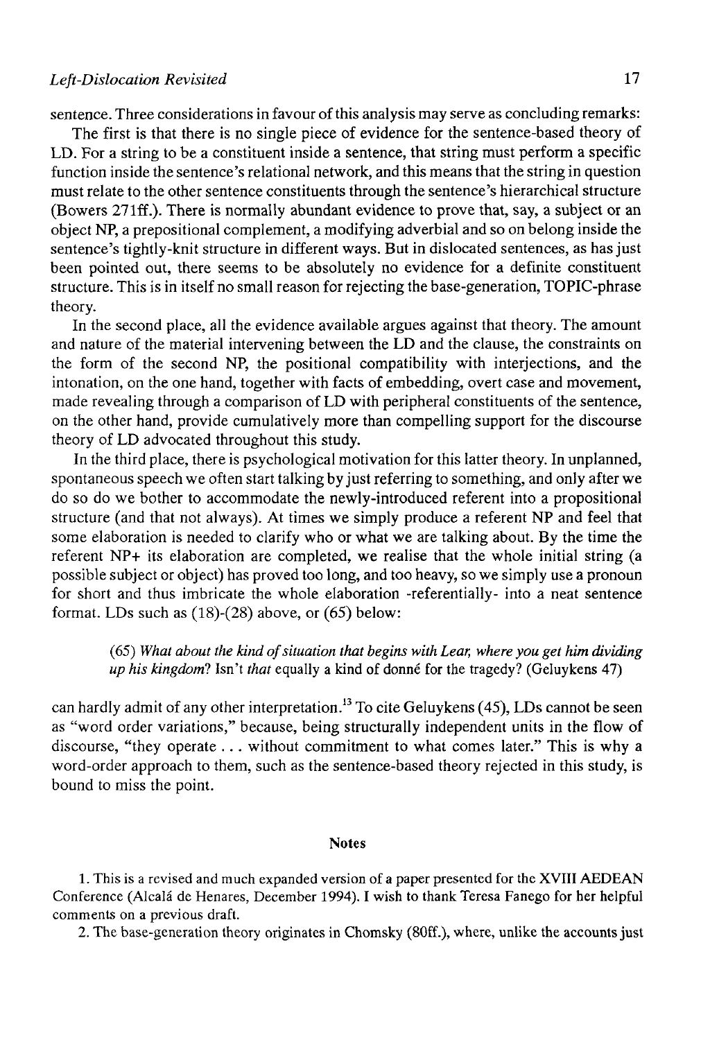sentence. Three considerations in favour of this analysis may serve as concluding remarks:

The first is that there is no single piece of evidence for the sentence-based theory of LD. For a string to be a constituent inside a sentence, that string must perform a specific function inside the sentence's relational network, and this means that the string in question must relate to the other sentence constituents through the sentence's hierarchical structure (Bowers 271ff.). There is normally abundant evidence to prove that, say, a subject or an object NP, a prepositional complement, a modifying adverbial and so on belong inside the sentence's tightly-knit structure in different ways. But in dislocated sentences, as has just been pointed out, there seems to be absolutely no evidence for a definite constituent structure. This is in itself no small reason for rejecting the base-generation, TOPIC-phrase theory.

In the second place, all the evidence available argues against that theory. The amount and nature of the material intervening between the LD and the clause, the constraints on the form of the second NP, the positional compatibility with interjections, and the intonation, on the one hand, together with facts of embedding, overt case and movement, made revealing through a comparison of LD with peripheral constituents of the sentence, on the other hand, provide cumulatively more than compelling support for the discourse theory of LD advocated throughout this study.

In the third place, there is psychological motivation for this latter theory. In unplanned, spontaneous speech we often start talking by just referring to something, and only after we do so do we bother to accommodate the newly-introduced referent into a propositional structure (and that not always). At times we simply produce a referent NP and feel that some elaboration is needed to clarify who or what we are talking about. By the time the referent NP+ its elaboration are completed, we realise that the whole initial string (a possible subject or object) has proved too long, and too heavy, so we simply use a pronoun for short and thus imbricate the whole elaboration -referentially- into a neat sentence format. LDs such as (18)-(28) above, or (65) below:

> (65) *What about the kind of situation that begins with Lear, where you get him dividing up his kingdom*? Isn't *that* equally a kind of donné for the tragedy? (Geluykens 47)

can hardly admit of any other interpretation.[13] To cite Geluykens (45), LDs cannot be seen as "word order variations," because, being structurally independent units in the flow of discourse, "they operate . . . without commitment to what comes later." This is why a word-order approach to them, such as the sentence-based theory rejected in this study, is bound to miss the point.

## Notes

1. This is a revised and much expanded version of a paper presented for the XVIII AEDEAN Conference (Alcalá de Henares, December 1994). I wish to thank Teresa Fanego for her helpful comments on a previous draft.

2. The base-generation theory originates in Chomsky (80ff.), where, unlike the accounts just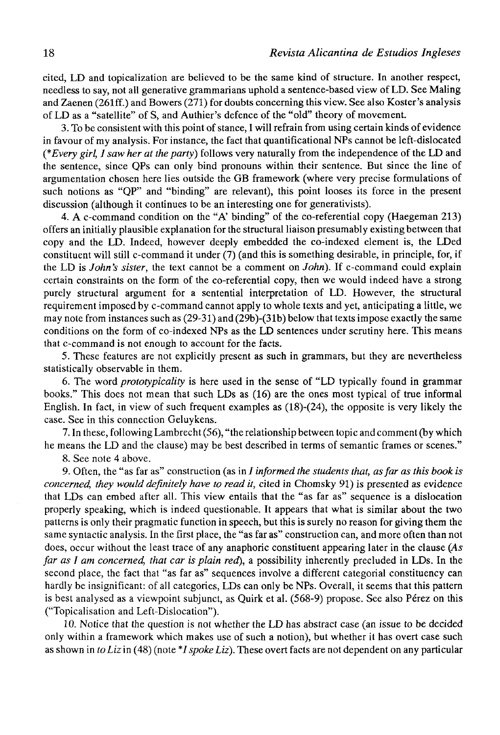cited, LD and topicalization are believed to be the same kind of structure. In another respect, needless to say, not all generative grammarians uphold a sentence-based view of LD. See Maling and Zaenen (261ff.) and Bowers (271) for doubts concerning this view. See also Koster's analysis of LD as a "satellite" of S, and Authier's defence of the "old" theory of movement.

3. To be consistent with this point of stance, I will refrain from using certain kinds of evidence in favour of my analysis. For instance, the fact that quantificational NPs cannot be left-dislocated (*\*Every girl, I saw her at the party*) follows very naturally from the independence of the LD and the sentence, since QPs can only bind pronouns within their sentence. But since the line of argumentation chosen here lies outside the GB framework (where very precise formulations of such notions as "QP" and "binding" are relevant), this point looses its force in the present discussion (although it continues to be an interesting one for generativists).

4. A c-command condition on the "A' binding" of the co-referential copy (Haegeman 213) offers an initially plausible explanation for the structural liaison presumably existing between that copy and the LD. Indeed, however deeply embedded the co-indexed element is, the LDed constituent will still c-command it under (7) (and this is something desirable, in principle, for, if the LD is *John's sister*, the text cannot be a comment on *John*). If c-command could explain certain constraints on the form of the co-referential copy, then we would indeed have a strong purely structural argument for a sentential interpretation of LD. However, the structural requirement imposed by c-command cannot apply to whole texts and yet, anticipating a little, we may note from instances such as (29-31) and (29b)-(31b) below that texts impose exactly the same conditions on the form of co-indexed NPs as the LD sentences under scrutiny here. This means that c-command is not enough to account for the facts.

5. These features are not explicitly present as such in grammars, but they are nevertheless statistically observable in them.

6. The word *prototypicality* is here used in the sense of "LD typically found in grammar books." This does not mean that such LDs as (16) are the ones most typical of true informal English. In fact, in view of such frequent examples as (18)-(24), the opposite is very likely the case. See in this connection Geluykens.

7. In these, following Lambrecht (56), "the relationship between topic and comment (by which he means the LD and the clause) may be best described in terms of semantic frames or scenes."

8. See note 4 above.

9. Often, the "as far as" construction (as in *I informed the students that, as far as this book is concerned, they would definitely have to read it*, cited in Chomsky 91) is presented as evidence that LDs can embed after all. This view entails that the "as far as" sequence is a dislocation properly speaking, which is indeed questionable. It appears that what is similar about the two patterns is only their pragmatic function in speech, but this is surely no reason for giving them the same syntactic analysis. In the first place, the "as far as" construction can, and more often than not does, occur without the least trace of any anaphoric constituent appearing later in the clause (*As far as I am concerned, that car is plain red*), a possibility inherently precluded in LDs. In the second place, the fact that "as far as" sequences involve a different categorial constituency can hardly be insignificant: of all categories, LDs can only be NPs. Overall, it seems that this pattern is best analysed as a viewpoint subjunct, as Quirk et al. (568-9) propose. See also Pérez on this ("Topicalisation and Left-Dislocation").

10. Notice that the question is not whether the LD has abstract case (an issue to be decided only within a framework which makes use of such a notion), but whether it has overt case such as shown in *to Liz* in (48) (note *\*I spoke Liz*). These overt facts are not dependent on any particular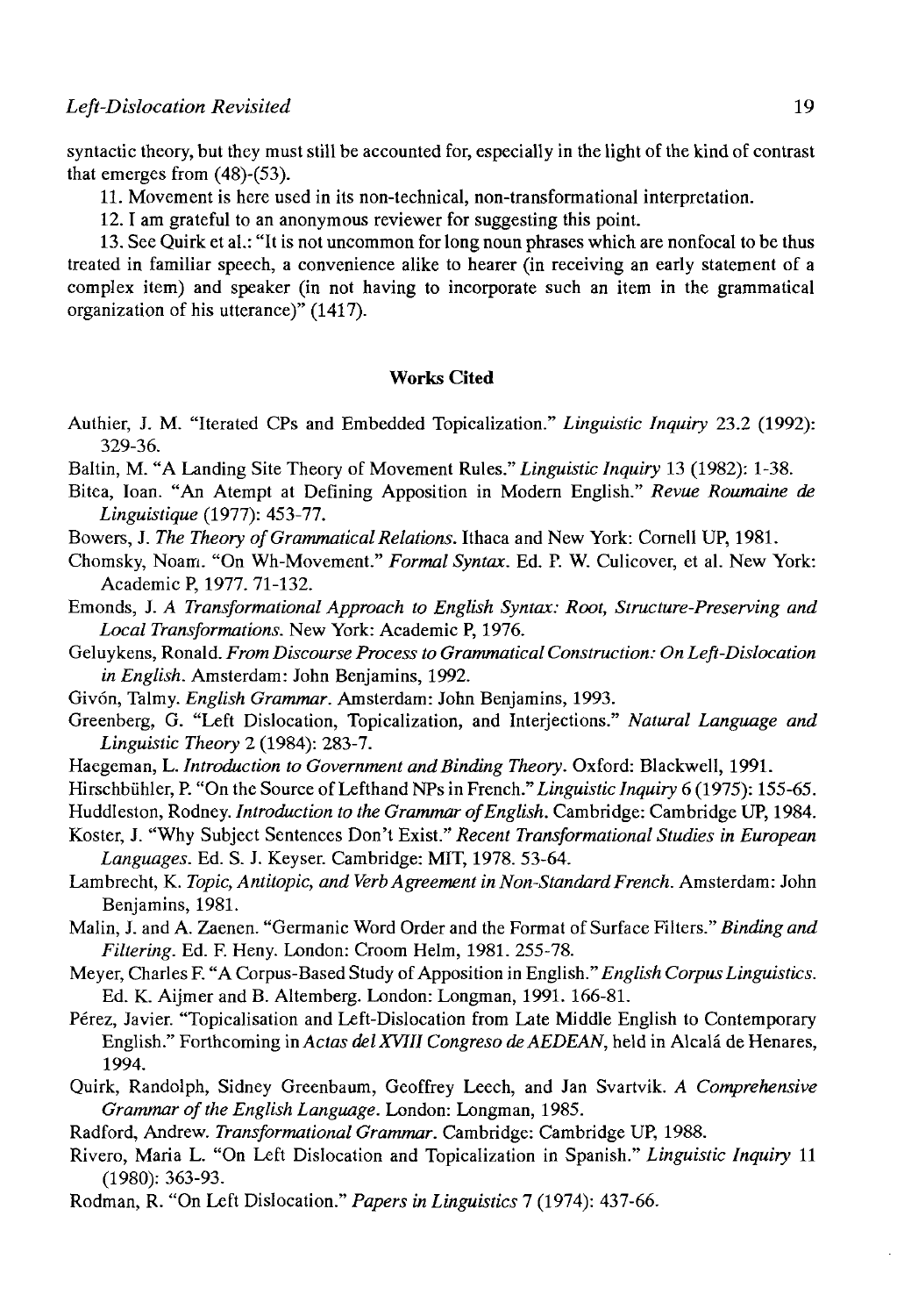syntactic theory, but they must still be accounted for, especially in the light of the kind of contrast that emerges from (48)-(53).

11. Movement is here used in its non-technical, non-transformational interpretation.

12. I am grateful to an anonymous reviewer for suggesting this point.

13. See Quirk et al.: "It is not uncommon for long noun phrases which are nonfocal to be thus treated in familiar speech, a convenience alike to hearer (in receiving an early statement of a complex item) and speaker (in not having to incorporate such an item in the grammatical organization of his utterance)" (1417).

## Works Cited

Authier, J. M. "Iterated CPs and Embedded Topicalization." *Linguistic Inquiry* 23.2 (1992): 329-36.

Baltin, M. "A Landing Site Theory of Movement Rules." *Linguistic Inquiry* 13 (1982): 1-38.

Bitea, Ioan. "An Atempt at Defining Apposition in Modern English." *Revue Roumaine de Linguistique* (1977): 453-77.

Bowers, J. *The Theory of Grammatical Relations*. Ithaca and New York: Cornell UP, 1981.

Chomsky, Noam. "On Wh-Movement." *Formal Syntax*. Ed. P. W. Culicover, et al. New York: Academic P, 1977. 71-132.

Emonds, J. *A Transformational Approach to English Syntax: Root, Structure-Preserving and Local Transformations*. New York: Academic P, 1976.

Geluykens, Ronald. *From Discourse Process to Grammatical Construction: On Left-Dislocation in English*. Amsterdam: John Benjamins, 1992.

Givón, Talmy. *English Grammar*. Amsterdam: John Benjamins, 1993.

Greenberg, G. "Left Dislocation, Topicalization, and Interjections." *Natural Language and Linguistic Theory* 2 (1984): 283-7.

Haegeman, L. *Introduction to Government and Binding Theory*. Oxford: Blackwell, 1991.

Hirschbühler, P. "On the Source of Lefthand NPs in French." *Linguistic Inquiry* 6 (1975): 155-65.

Huddleston, Rodney. *Introduction to the Grammar of English*. Cambridge: Cambridge UP, 1984.

Koster, J. "Why Subject Sentences Don't Exist." *Recent Transformational Studies in European Languages*. Ed. S. J. Keyser. Cambridge: MIT, 1978. 53-64.

Lambrecht, K. *Topic, Antitopic, and Verb Agreement in Non-Standard French*. Amsterdam: John Benjamins, 1981.

Malin, J. and A. Zaenen. "Germanic Word Order and the Format of Surface Filters." *Binding and Filtering*. Ed. F. Heny. London: Croom Helm, 1981. 255-78.

Meyer, Charles F. "A Corpus-Based Study of Apposition in English." *English Corpus Linguistics*. Ed. K. Aijmer and B. Altemberg. London: Longman, 1991. 166-81.

Pérez, Javier. "Topicalisation and Left-Dislocation from Late Middle English to Contemporary English." Forthcoming in *Actas del XVIII Congreso de AEDEAN*, held in Alcalá de Henares, 1994.

Quirk, Randolph, Sidney Greenbaum, Geoffrey Leech, and Jan Svartvik. *A Comprehensive Grammar of the English Language*. London: Longman, 1985.

Radford, Andrew. *Transformational Grammar*. Cambridge: Cambridge UP, 1988.

Rivero, Maria L. "On Left Dislocation and Topicalization in Spanish." *Linguistic Inquiry* 11 (1980): 363-93.

Rodman, R. "On Left Dislocation." *Papers in Linguistics* 7 (1974): 437-66.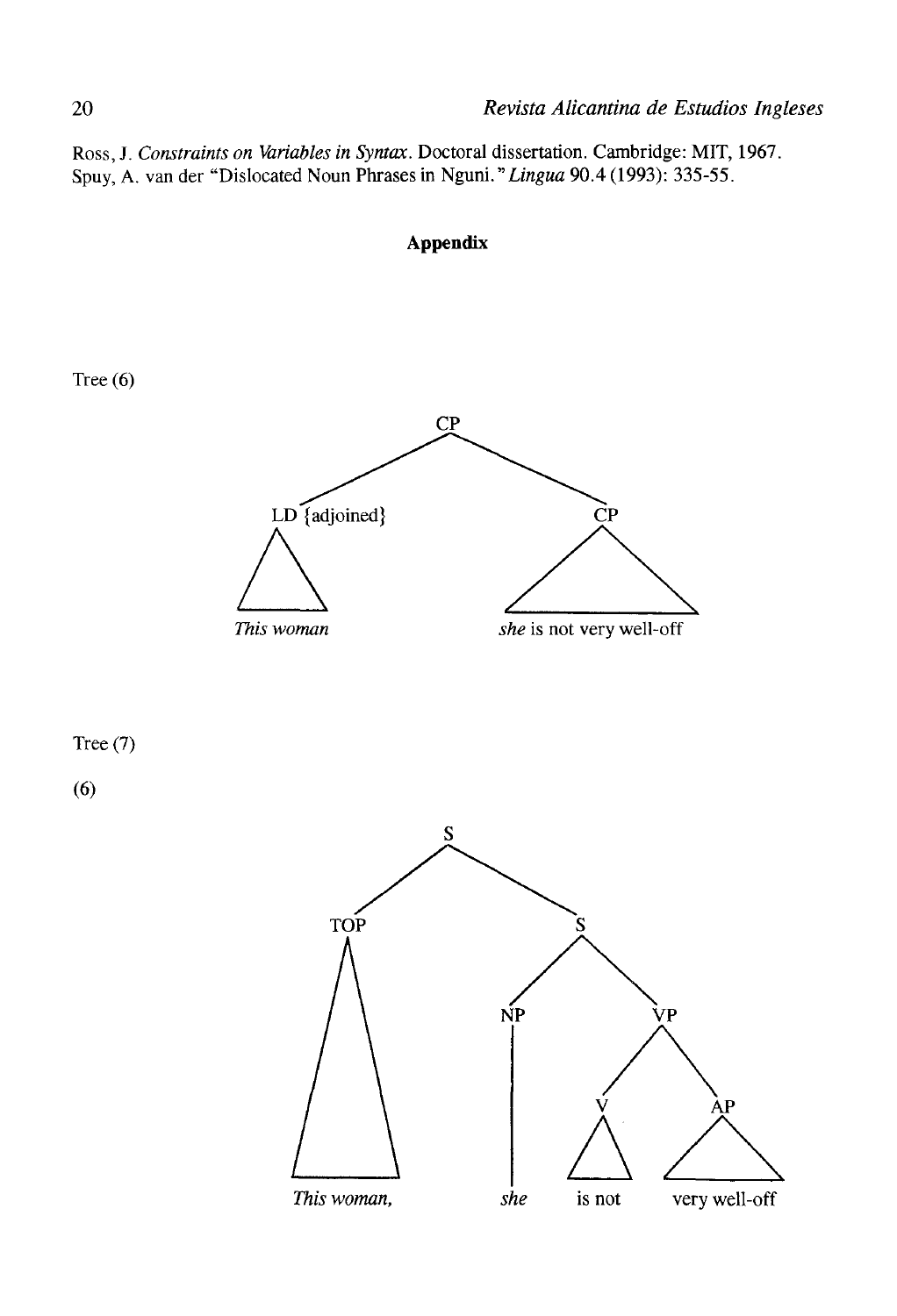Ross, J. *Constraints on Variables in Syntax*. Doctoral dissertation. Cambridge: MIT, 1967.
Spuy, A. van der "Dislocated Noun Phrases in Nguni." *Lingua* 90.4 (1993): 335-55.

## Appendix

Tree (6)

```
                CP
              /    \
  LD {adjoined}     CP
       /\           /\
  This woman    she is not very well-off
```

Tree (7)

(6)

```
              S
            /   \
         TOP      S
          /\     /  \
              NP      VP
              |      /  \
              |     V    AP
              |    /\    /\
  This woman, she is not very well-off
```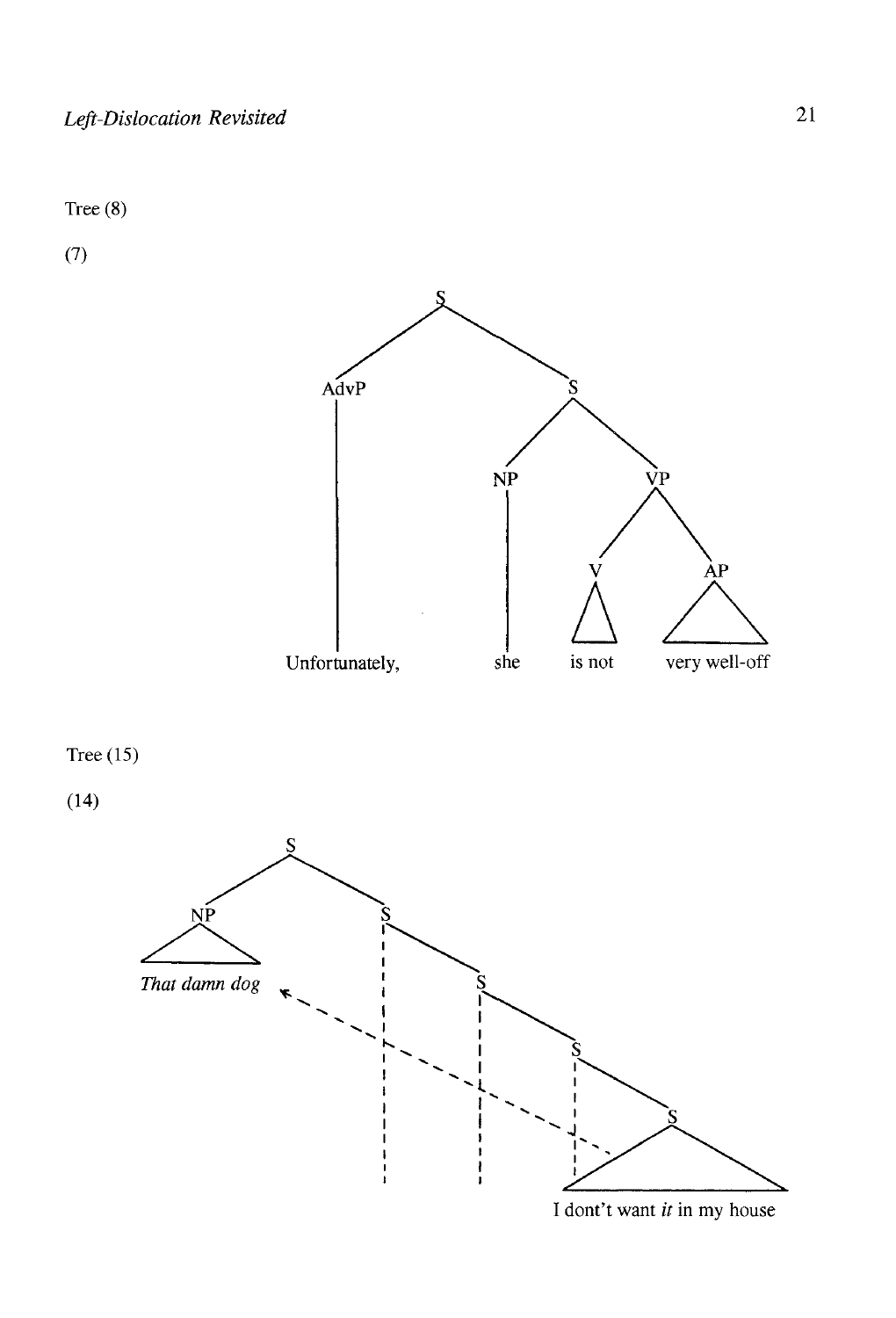Tree (8)

(7)

```
                S
              /   \
          AdvP     S
            |     /  \
            |   NP    VP
            |    |   /  \
            |    |  V    AP
            |    |  /\   /\
Unfortunately,  she is not  very well-off
```

Tree (15)

(14)

```
        S
       /  \
     NP    S
     /\    ¦ \
That damn dog   S
     ←  - - ¦ - -\- .
           ¦   ¦   S
           ¦   ¦   ¦ \
           ¦   ¦   ¦   S
           ¦   ¦   ¦  /  \
                  I dont't want it in my house
```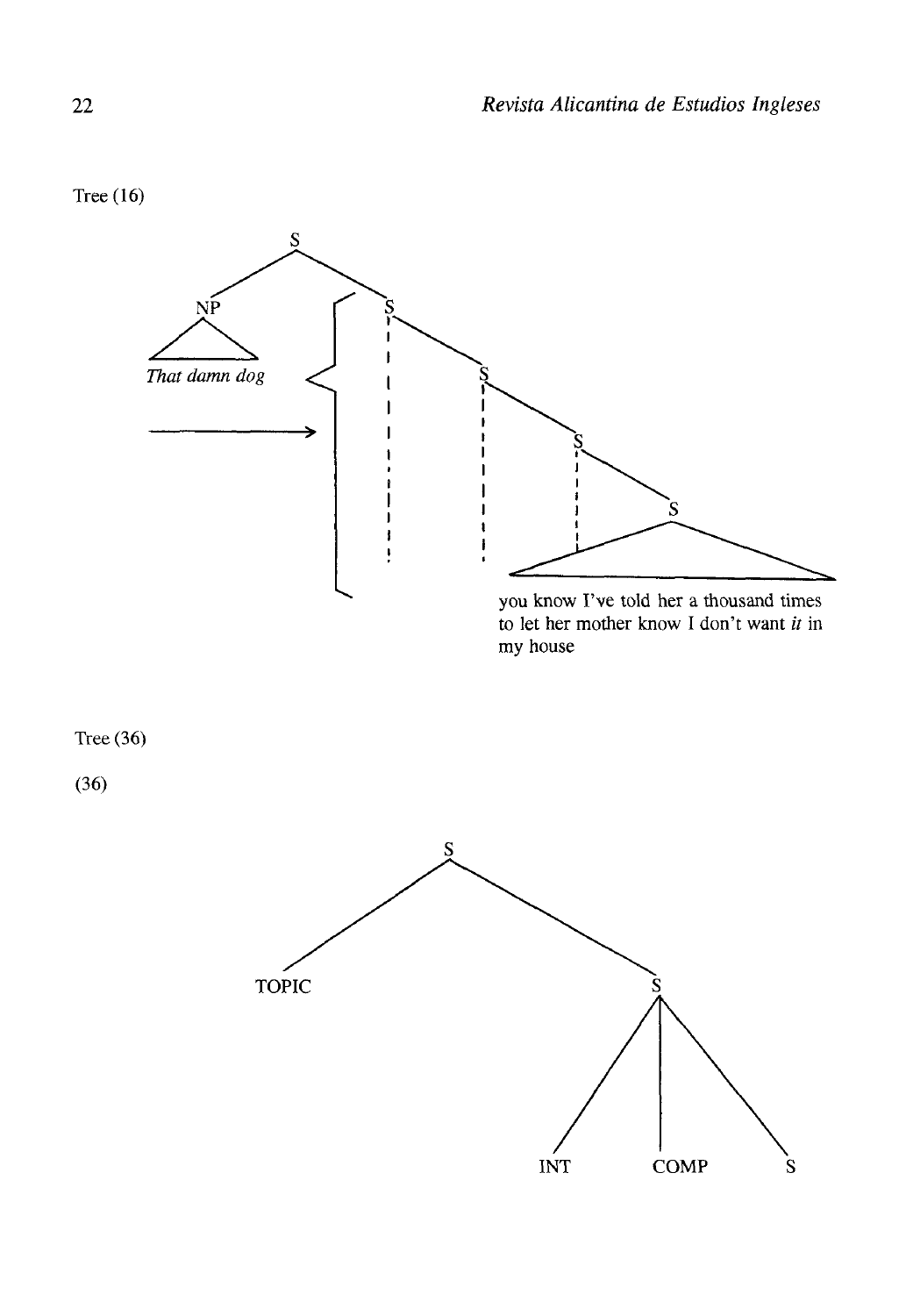Tree (16)

S

NP

*That damn dog*

S

S

S

S

you know I've told her a thousand times to let her mother know I don't want *it* in my house

Tree (36)

(36)

S

TOPIC

S

INT COMP S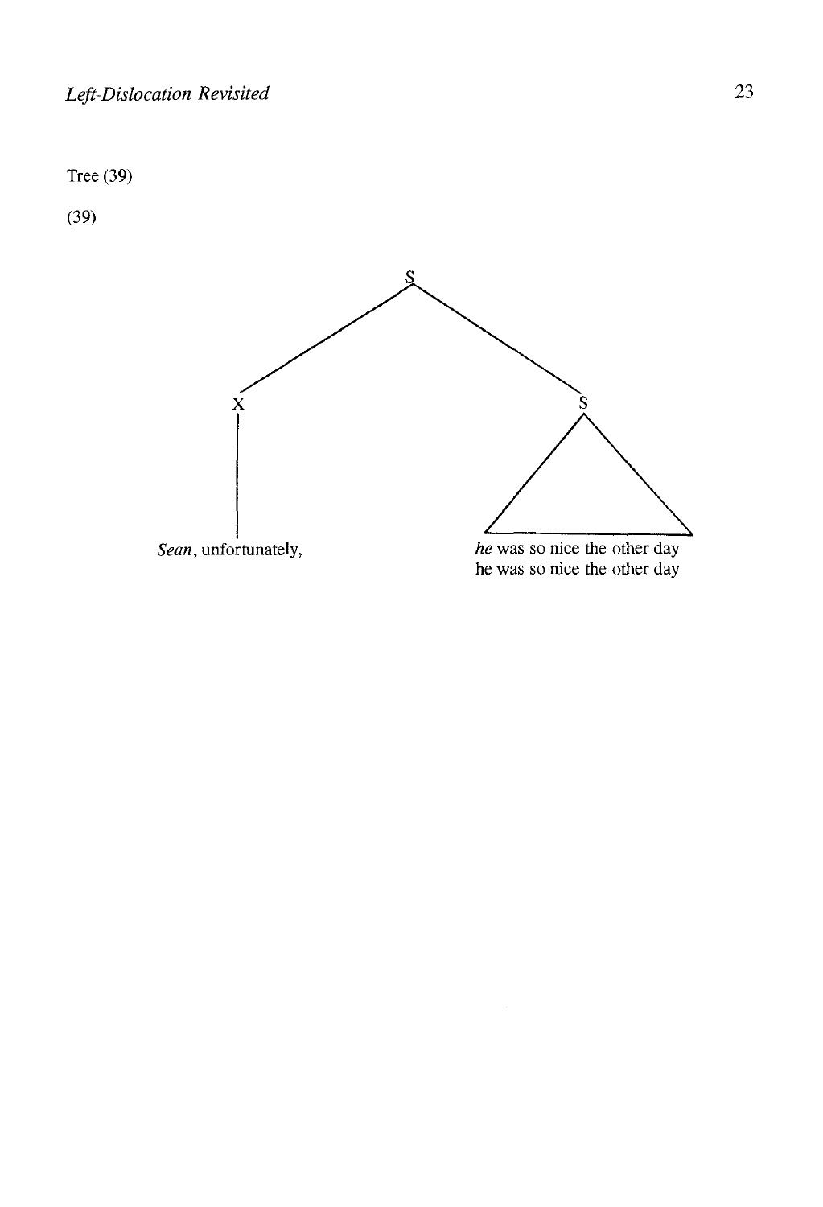Tree (39)

(39)

S

X

S

*Sean*, unfortunately,

*he* was so nice the other day

he was so nice the other day